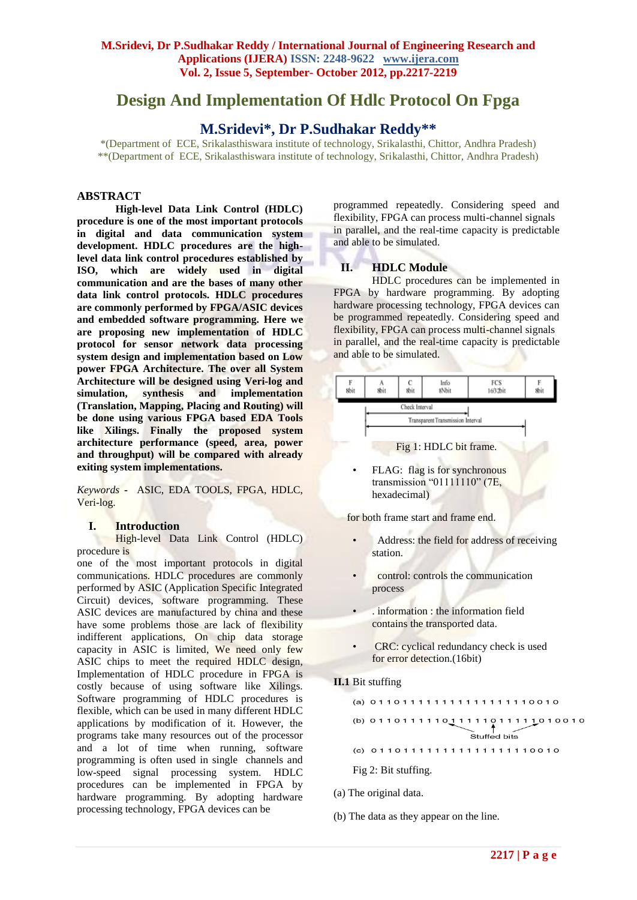# Design And Implementation Of Hdlc Protocol On Fpga

## M.Sridevi*, Dr P.Sudhakar Reddy**

*(Department of ECE, Srikalasthiswara institute of technology, Srikalasthi, Chittor, Andhra Pradesh)
**(Department of ECE, Srikalasthiswara institute of technology, Srikalasthi, Chittor, Andhra Pradesh)

### ABSTRACT

**High-level Data Link Control (HDLC) procedure is one of the most important protocols in digital and data communication system development. HDLC procedures are the high-level data link control procedures established by ISO, which are widely used in digital communication and are the bases of many other data link control protocols. HDLC procedures are commonly performed by FPGA/ASIC devices and embedded software programming. Here we are proposing new implementation of HDLC protocol for sensor network data processing system design and implementation based on Low power FPGA Architecture. The over all System Architecture will be designed using Veri-log and simulation, synthesis and implementation (Translation, Mapping, Placing and Routing) will be done using various FPGA based EDA Tools like Xilings. Finally the proposed system architecture performance (speed, area, power and throughput) will be compared with already exiting system implementations.**

*Keywords* - ASIC, EDA TOOLS, FPGA, HDLC, Veri-log.

### I. Introduction

High-level Data Link Control (HDLC) procedure is
one of the most important protocols in digital communications. HDLC procedures are commonly performed by ASIC (Application Specific Integrated Circuit) devices, software programming. These ASIC devices are manufactured by china and these have some problems those are lack of flexibility indifferent applications, On chip data storage capacity in ASIC is limited, We need only few ASIC chips to meet the required HDLC design, Implementation of HDLC procedure in FPGA is costly because of using software like Xilings. Software programming of HDLC procedures is flexible, which can be used in many different HDLC applications by modification of it. However, the programs take many resources out of the processor and a lot of time when running, software programming is often used in single channels and low-speed signal processing system. HDLC procedures can be implemented in FPGA by hardware programming. By adopting hardware processing technology, FPGA devices can be programmed repeatedly. Considering speed and flexibility, FPGA can process multi-channel signals in parallel, and the real-time capacity is predictable and able to be simulated.

### II. HDLC Module

HDLC procedures can be implemented in FPGA by hardware programming. By adopting hardware processing technology, FPGA devices can be programmed repeatedly. Considering speed and flexibility, FPGA can process multi-channel signals in parallel, and the real-time capacity is predictable and able to be simulated.

| F 8bit | A 8bit | C 8bit | Info 8Nbit | FCS 16/32bit | F 8bit |
|---|---|---|---|---|---|

Check Interval
Transparent Transmission Interval

Fig 1: HDLC bit frame.

- FLAG: flag is for synchronous transmission "01111110" (7E, hexadecimal)

for both frame start and frame end.

- Address: the field for address of receiving station.
- control: controls the communication process
- . information : the information field contains the transported data.
- CRC: cyclical redundancy check is used for error detection.(16bit)

**II.1** Bit stuffing

```
(a) 0 1 1 0 1 1 1 1 1 1 1 1 1 1 1 1 1 1 1 1 1 0 0 1 0
(b) 0 1 1 0 1 1 1 1 1 0 1 1 1 1 1 0 1 1 1 1 1 0 1 0 0 1 0
                                Stuffed bits
(c) 0 1 1 0 1 1 1 1 1 1 1 1 1 1 1 1 1 1 1 1 1 0 0 1 0
```

Fig 2: Bit stuffing.

(a) The original data.

(b) The data as they appear on the line.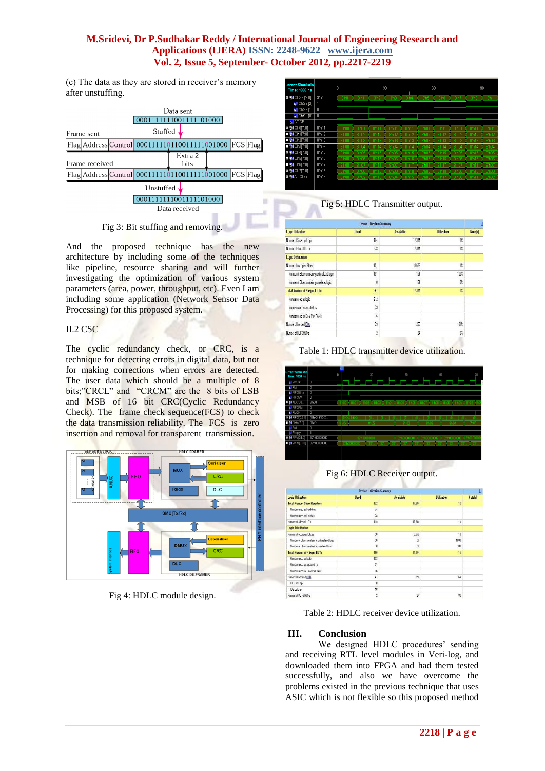(c) The data as they are stored in receiver's memory after unstuffing.

Fig 3: Bit stuffing and removing.

And the proposed technique has the new architecture by including some of the techniques like pipeline, resource sharing and will further investigating the optimization of various system parameters (area, power, throughput, etc). Even I am including some application (Network Sensor Data Processing) for this proposed system.

II.2 CSC

The cyclic redundancy check, or CRC, is a technique for detecting errors in digital data, but not for making corrections when errors are detected. The user data which should be a multiple of 8 bits;"CRCL" and "CRCM" are the 8 bits of LSB and MSB of 16 bit CRC(Cyclic Redundancy Check). The frame check sequence(FCS) to check the data transmission reliability. The FCS is zero insertion and removal for transparent transmission.

Fig 4: HDLC module design.

Fig 5: HDLC Transmitter output.

Table 1: HDLC transmitter device utilization.

Fig 6: HDLC Receiver output.

Table 2: HDLC receiver device utilization.

## III. Conclusion

We designed HDLC procedures' sending and receiving RTL level modules in Veri-log, and downloaded them into FPGA and had them tested successfully, and also we have overcome the problems existed in the previous technique that uses ASIC which is not flexible so this proposed method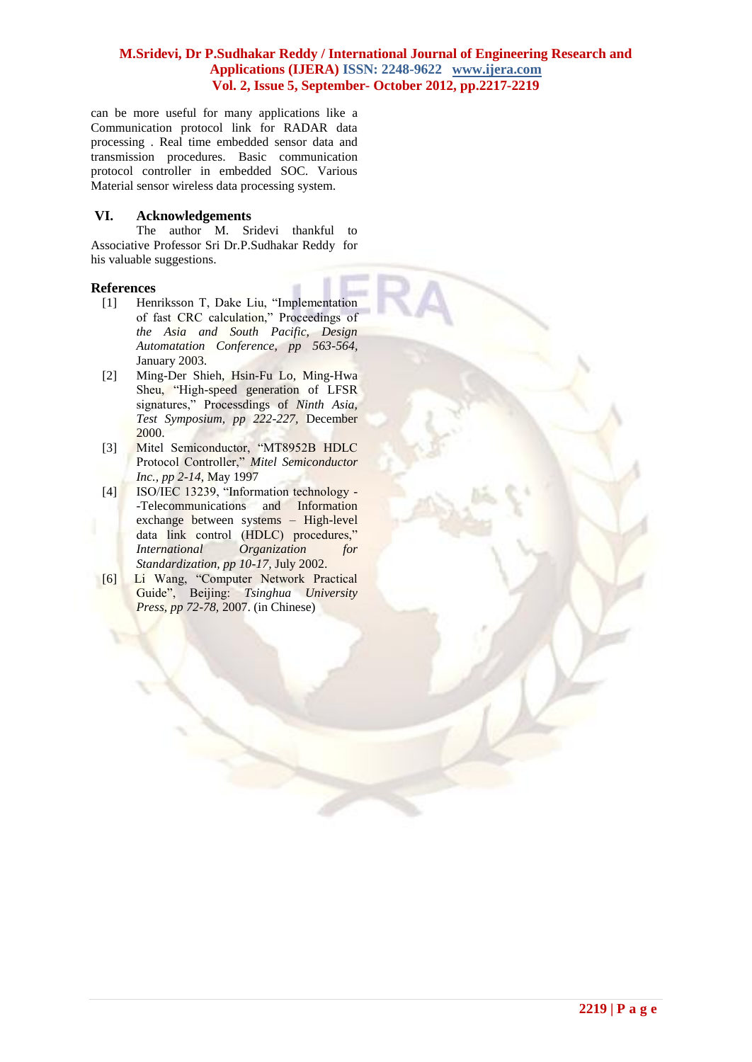can be more useful for many applications like a Communication protocol link for RADAR data processing . Real time embedded sensor data and transmission procedures. Basic communication protocol controller in embedded SOC. Various Material sensor wireless data processing system.

## VI. Acknowledgements

The author M. Sridevi thankful to Associative Professor Sri Dr.P.Sudhakar Reddy for his valuable suggestions.

## References

[1] Henriksson T, Dake Liu, "Implementation of fast CRC calculation," Proceedings of *the Asia and South Pacific, Design Automatation Conference, pp 563-564,* January 2003.

[2] Ming-Der Shieh, Hsin-Fu Lo, Ming-Hwa Sheu, "High-speed generation of LFSR signatures," Processdings of *Ninth Asia, Test Symposium, pp 222-227,* December 2000.

[3] Mitel Semiconductor, "MT8952B HDLC Protocol Controller," *Mitel Semiconductor Inc., pp 2-14*, May 1997

[4] ISO/IEC 13239, "Information technology --Telecommunications and Information exchange between systems – High-level data link control (HDLC) procedures," *International Organization for Standardization, pp 10-17,* July 2002.

[6] Li Wang, "Computer Network Practical Guide", Beijing: *Tsinghua University Press, pp 72-78,* 2007. (in Chinese)